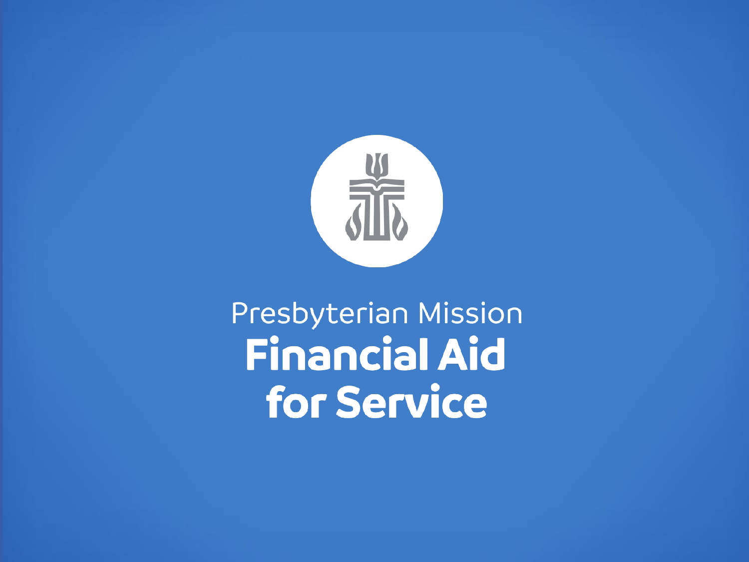Presbyterian Mission

# Financial Aid for Service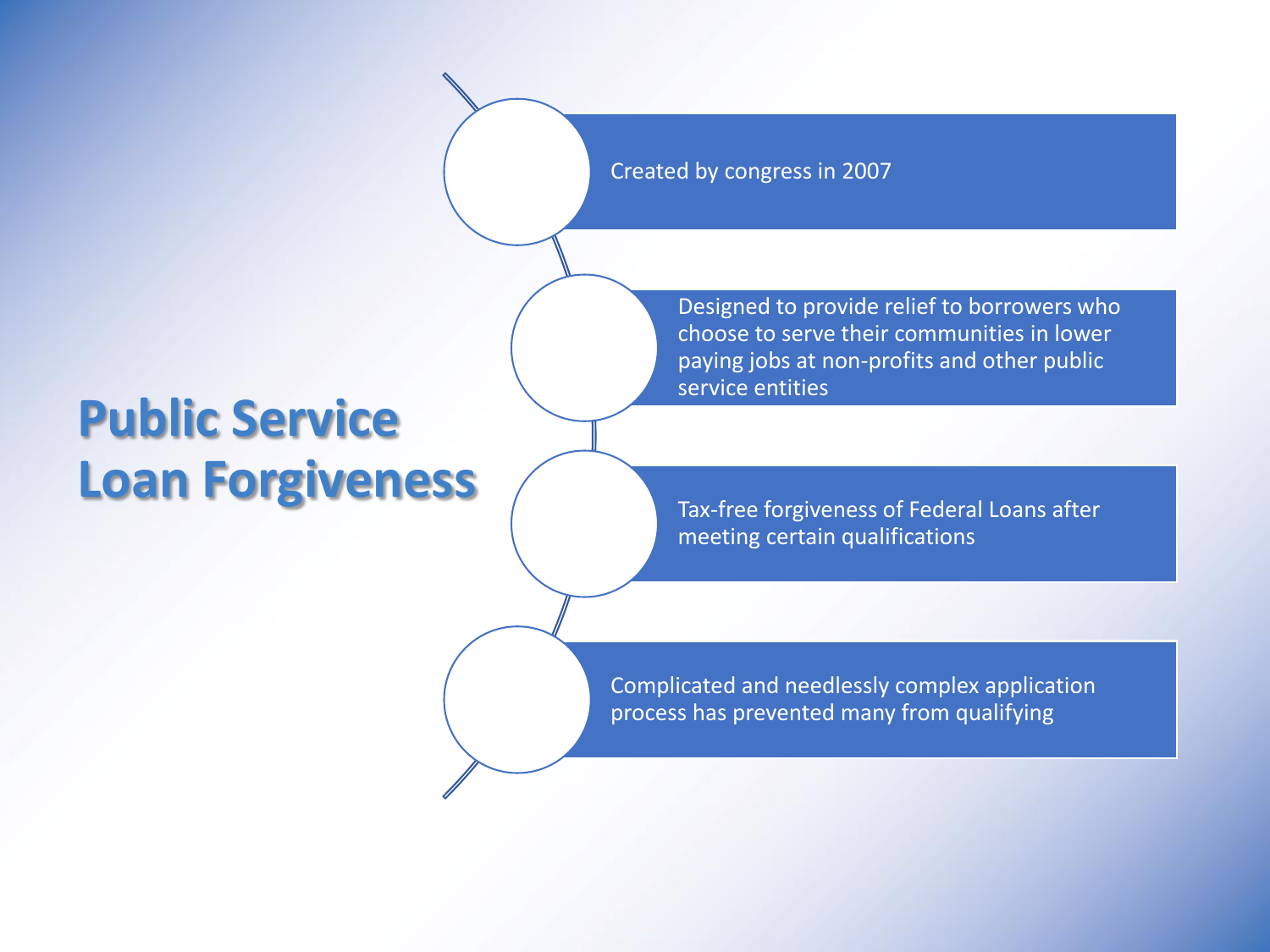# Public Service Loan Forgiveness

- Created by congress in 2007
- Designed to provide relief to borrowers who choose to serve their communities in lower paying jobs at non-profits and other public service entities
- Tax-free forgiveness of Federal Loans after meeting certain qualifications
- Complicated and needlessly complex application process has prevented many from qualifying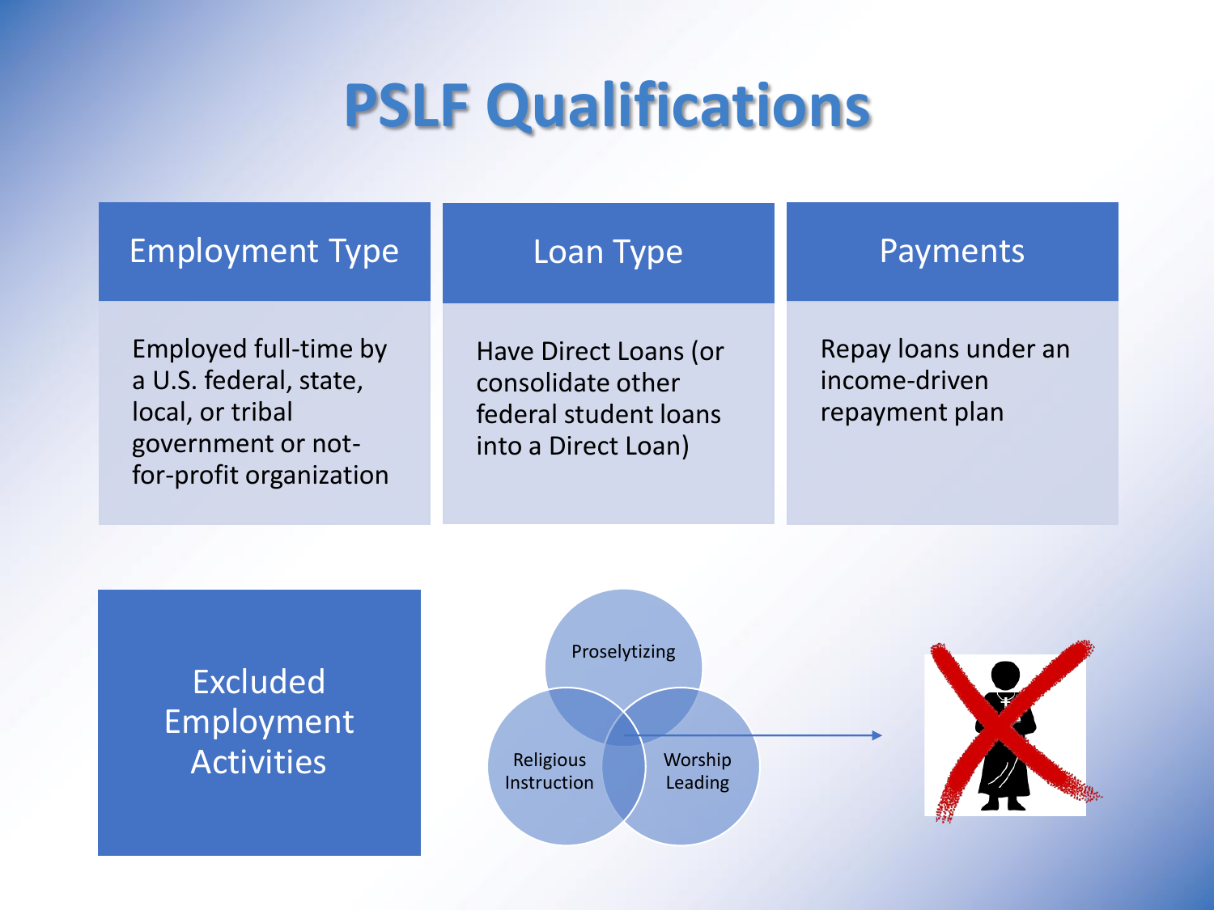# PSLF Qualifications

| Employment Type | Loan Type | Payments |
| --- | --- | --- |
| Employed full-time by a U.S. federal, state, local, or tribal government or not-for-profit organization | Have Direct Loans (or consolidate other federal student loans into a Direct Loan) | Repay loans under an income-driven repayment plan |

## Excluded Employment Activities

- Proselytizing
- Religious Instruction
- Worship Leading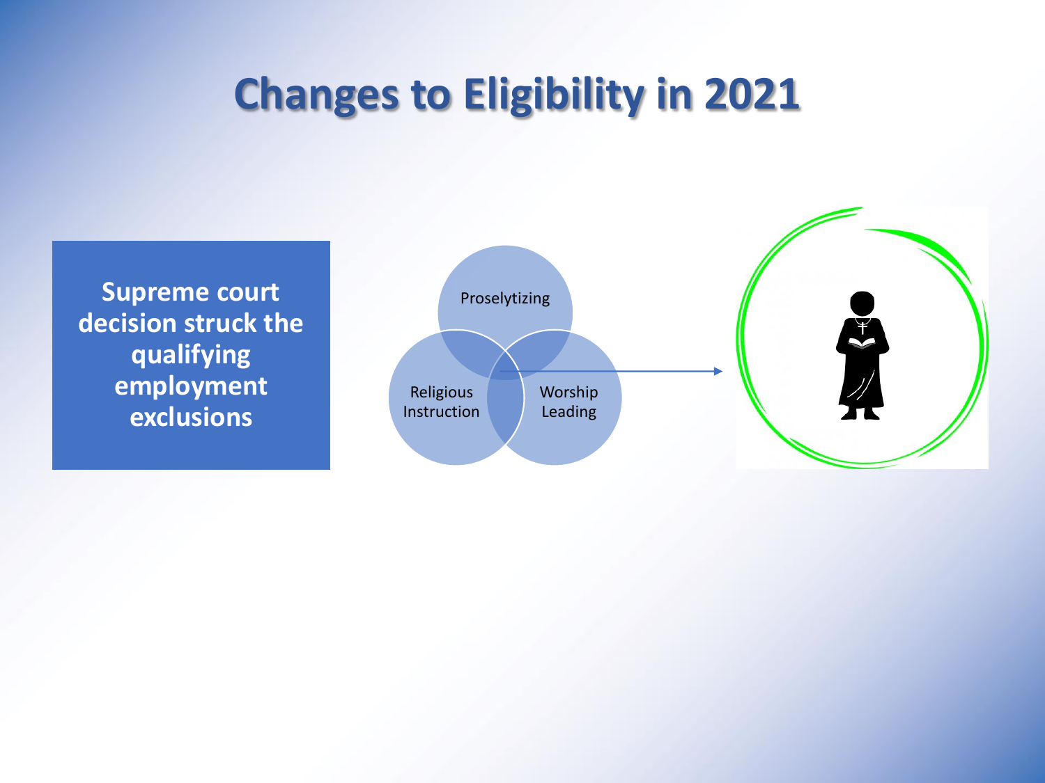# Changes to Eligibility in 2021

**Supreme court decision struck the qualifying employment exclusions**

Proselytizing

Religious Instruction

Worship Leading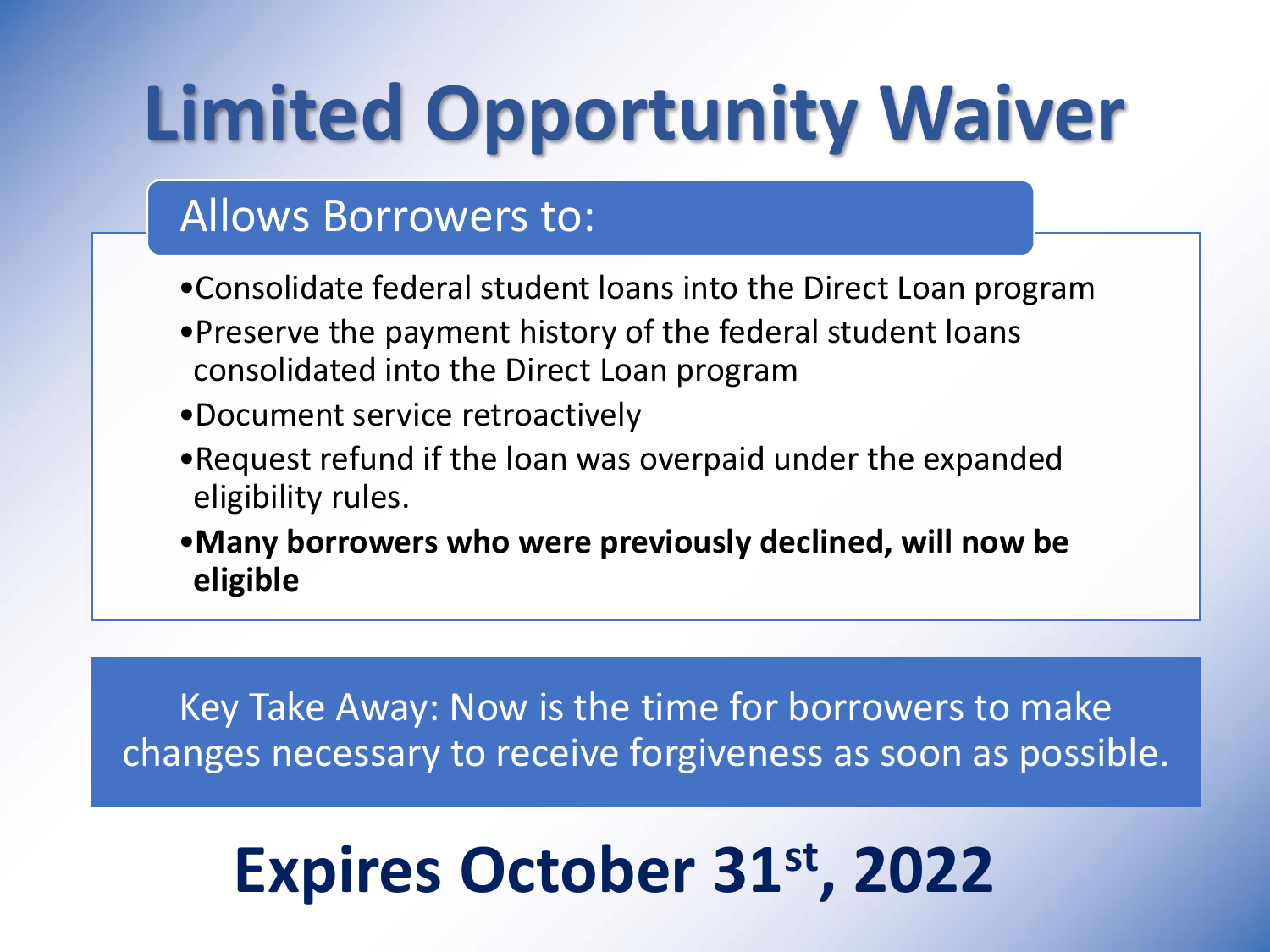# Limited Opportunity Waiver

## Allows Borrowers to:

- Consolidate federal student loans into the Direct Loan program
- Preserve the payment history of the federal student loans consolidated into the Direct Loan program
- Document service retroactively
- Request refund if the loan was overpaid under the expanded eligibility rules.
- **Many borrowers who were previously declined, will now be eligible**

Key Take Away: Now is the time for borrowers to make changes necessary to receive forgiveness as soon as possible.

## Expires October 31st, 2022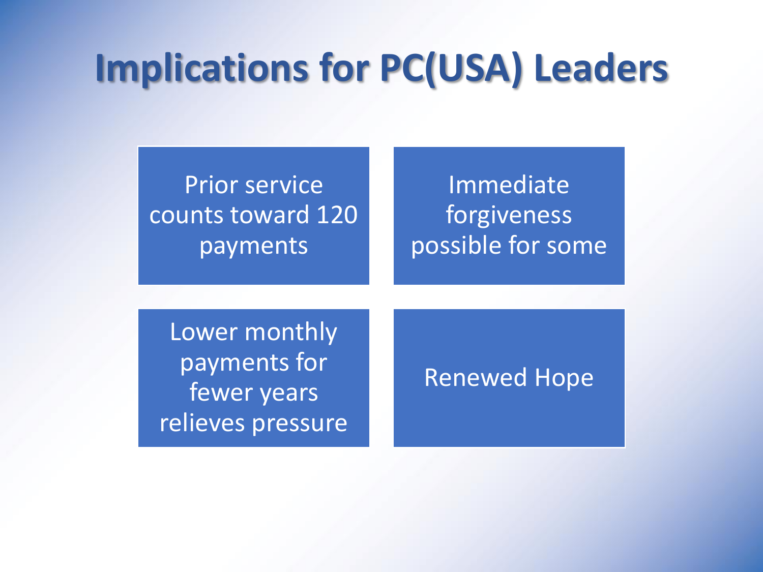# Implications for PC(USA) Leaders

- Prior service counts toward 120 payments
- Immediate forgiveness possible for some
- Lower monthly payments for fewer years relieves pressure
- Renewed Hope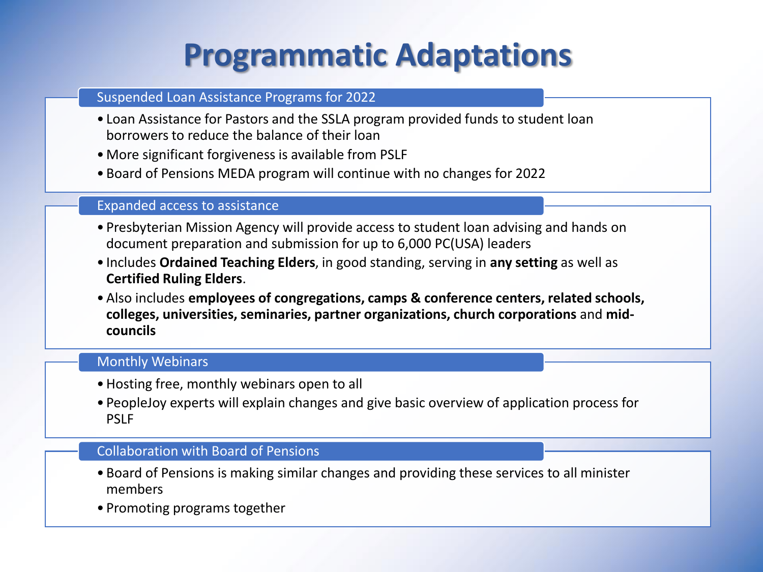# Programmatic Adaptations

## Suspended Loan Assistance Programs for 2022

- Loan Assistance for Pastors and the SSLA program provided funds to student loan borrowers to reduce the balance of their loan
- More significant forgiveness is available from PSLF
- Board of Pensions MEDA program will continue with no changes for 2022

## Expanded access to assistance

- Presbyterian Mission Agency will provide access to student loan advising and hands on document preparation and submission for up to 6,000 PC(USA) leaders
- Includes **Ordained Teaching Elders**, in good standing, serving in **any setting** as well as **Certified Ruling Elders**.
- Also includes **employees of congregations, camps & conference centers, related schools, colleges, universities, seminaries, partner organizations, church corporations** and **mid-councils**

## Monthly Webinars

- Hosting free, monthly webinars open to all
- PeopleJoy experts will explain changes and give basic overview of application process for PSLF

## Collaboration with Board of Pensions

- Board of Pensions is making similar changes and providing these services to all minister members
- Promoting programs together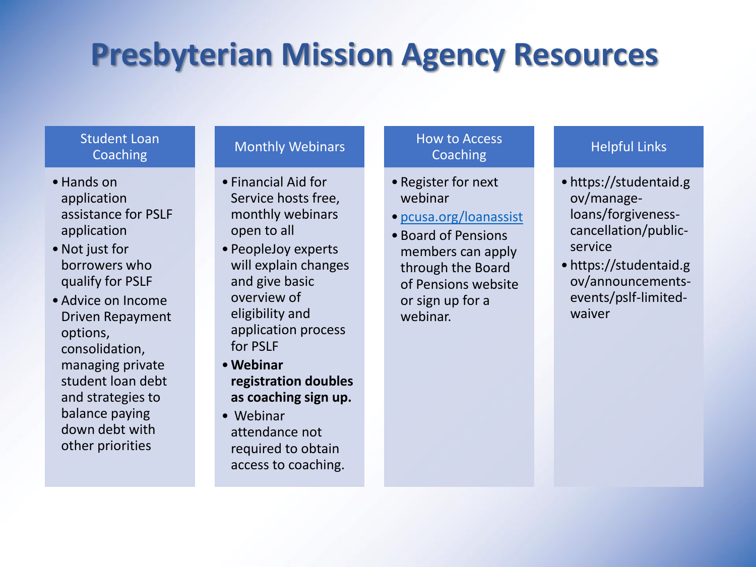# Presbyterian Mission Agency Resources

## Student Loan Coaching

- Hands on application assistance for PSLF application
- Not just for borrowers who qualify for PSLF
- Advice on Income Driven Repayment options, consolidation, managing private student loan debt and strategies to balance paying down debt with other priorities

## Monthly Webinars

- Financial Aid for Service hosts free, monthly webinars open to all
- PeopleJoy experts will explain changes and give basic overview of eligibility and application process for PSLF
- **Webinar registration doubles as coaching sign up.**
- Webinar attendance not required to obtain access to coaching.

## How to Access Coaching

- Register for next webinar
- [pcusa.org/loanassist](pcusa.org/loanassist)
- Board of Pensions members can apply through the Board of Pensions website or sign up for a webinar.

## Helpful Links

- https://studentaid.gov/manage-loans/forgiveness-cancellation/public-service
- https://studentaid.gov/announcements-events/pslf-limited-waiver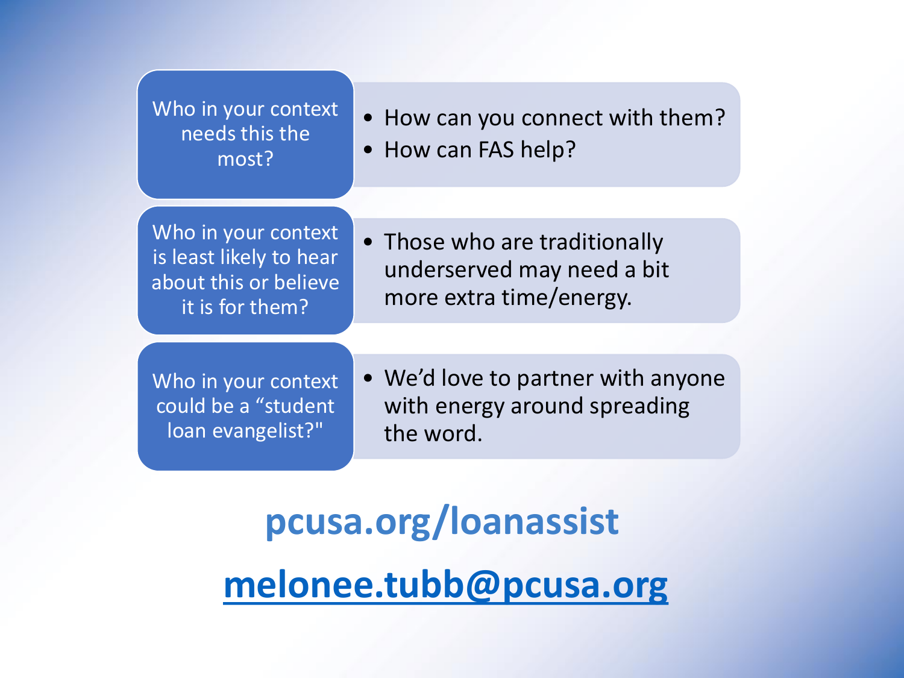**Who in your context needs this the most?**

- How can you connect with them?
- How can FAS help?

**Who in your context is least likely to hear about this or believe it is for them?**

- Those who are traditionally underserved may need a bit more extra time/energy.

**Who in your context could be a "student loan evangelist?"**

- We'd love to partner with anyone with energy around spreading the word.

**pcusa.org/loanassist**

**melonee.tubb@pcusa.org**